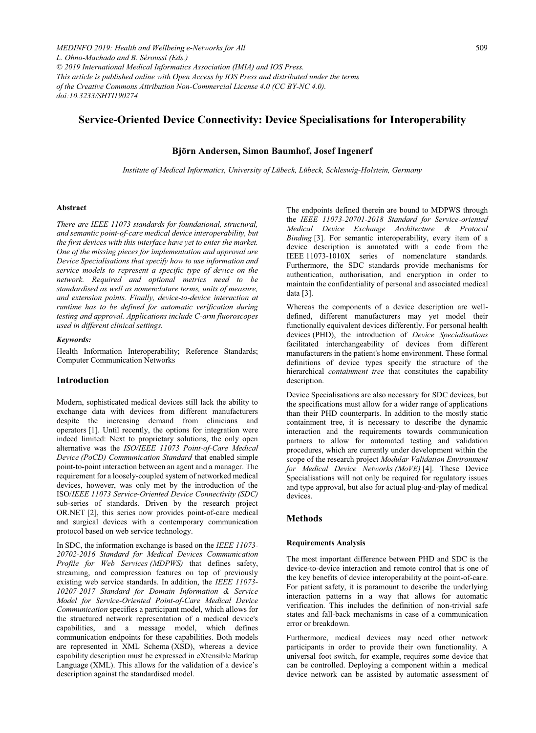# Service-Oriented Device Connectivity: Device Specialisations for Interoperability

**Björn Andersen, Simon Baumhof, Josef Ingenerf**

*Institute of Medical Informatics, University of Lübeck, Lübeck, Schleswig-Holstein, Germany*

MEDINFO 2019: Health and Wellbeing e-Networks for All
L. Ohno-Machado and B. Séroussi (Eds.)
© 2019 International Medical Informatics Association (IMIA) and IOS Press.
This article is published online with Open Access by IOS Press and distributed under the terms of the Creative Commons Attribution Non-Commercial License 4.0 (CC BY-NC 4.0).
doi:10.3233/SHTI190274

#### Abstract

*There are IEEE 11073 standards for foundational, structural, and semantic point-of-care medical device interoperability, but the first devices with this interface have yet to enter the market. One of the missing pieces for implementation and approval are Device Specialisations that specify how to use information and service models to represent a specific type of device on the network. Required and optional metrics need to be standardised as well as nomenclature terms, units of measure, and extension points. Finally, device-to-device interaction at runtime has to be defined for automatic verification during testing and approval. Applications include C-arm fluoroscopes used in different clinical settings.*

#### Keywords:

Health Information Interoperability; Reference Standards; Computer Communication Networks

## Introduction

Modern, sophisticated medical devices still lack the ability to exchange data with devices from different manufacturers despite the increasing demand from clinicians and operators [1]. Until recently, the options for integration were indeed limited: Next to proprietary solutions, the only open alternative was the *ISO/IEEE 11073 Point-of-Care Medical Device (PoCD) Communication Standard* that enabled simple point-to-point interaction between an agent and a manager. The requirement for a loosely-coupled system of networked medical devices, however, was only met by the introduction of the ISO/*IEEE 11073 Service-Oriented Device Connectivity (SDC)* sub-series of standards. Driven by the research project OR.NET [2], this series now provides point-of-care medical and surgical devices with a contemporary communication protocol based on web service technology.

In SDC, the information exchange is based on the *IEEE 11073-20702-2016 Standard for Medical Devices Communication Profile for Web Services (MDPWS)* that defines safety, streaming, and compression features on top of previously existing web service standards. In addition, the *IEEE 11073-10207-2017 Standard for Domain Information & Service Model for Service-Oriented Point-of-Care Medical Device Communication* specifies a participant model, which allows for the structured network representation of a medical device's capabilities, and a message model, which defines communication endpoints for these capabilities. Both models are represented in XML Schema (XSD), whereas a device capability description must be expressed in eXtensible Markup Language (XML). This allows for the validation of a device's description against the standardised model.

The endpoints defined therein are bound to MDPWS through the *IEEE 11073-20701-2018 Standard for Service-oriented Medical Device Exchange Architecture & Protocol Binding* [3]. For semantic interoperability, every item of a device description is annotated with a code from the IEEE 11073-1010X series of nomenclature standards. Furthermore, the SDC standards provide mechanisms for authentication, authorisation, and encryption in order to maintain the confidentiality of personal and associated medical data [3].

Whereas the components of a device description are well-defined, different manufacturers may yet model their functionally equivalent devices differently. For personal health devices (PHD), the introduction of *Device Specialisations* facilitated interchangeability of devices from different manufacturers in the patient's home environment. These formal definitions of device types specify the structure of the hierarchical *containment tree* that constitutes the capability description.

Device Specialisations are also necessary for SDC devices, but the specifications must allow for a wider range of applications than their PHD counterparts. In addition to the mostly static containment tree, it is necessary to describe the dynamic interaction and the requirements towards communication partners to allow for automated testing and validation procedures, which are currently under development within the scope of the research project *Modular Validation Environment for Medical Device Networks (MoVE)* [4]. These Device Specialisations will not only be required for regulatory issues and type approval, but also for actual plug-and-play of medical devices.

## Methods

#### Requirements Analysis

The most important difference between PHD and SDC is the device-to-device interaction and remote control that is one of the key benefits of device interoperability at the point-of-care. For patient safety, it is paramount to describe the underlying interaction patterns in a way that allows for automatic verification. This includes the definition of non-trivial safe states and fall-back mechanisms in case of a communication error or breakdown.

Furthermore, medical devices may need other network participants in order to provide their own functionality. A universal foot switch, for example, requires some device that can be controlled. Deploying a component within a medical device network can be assisted by automatic assessment of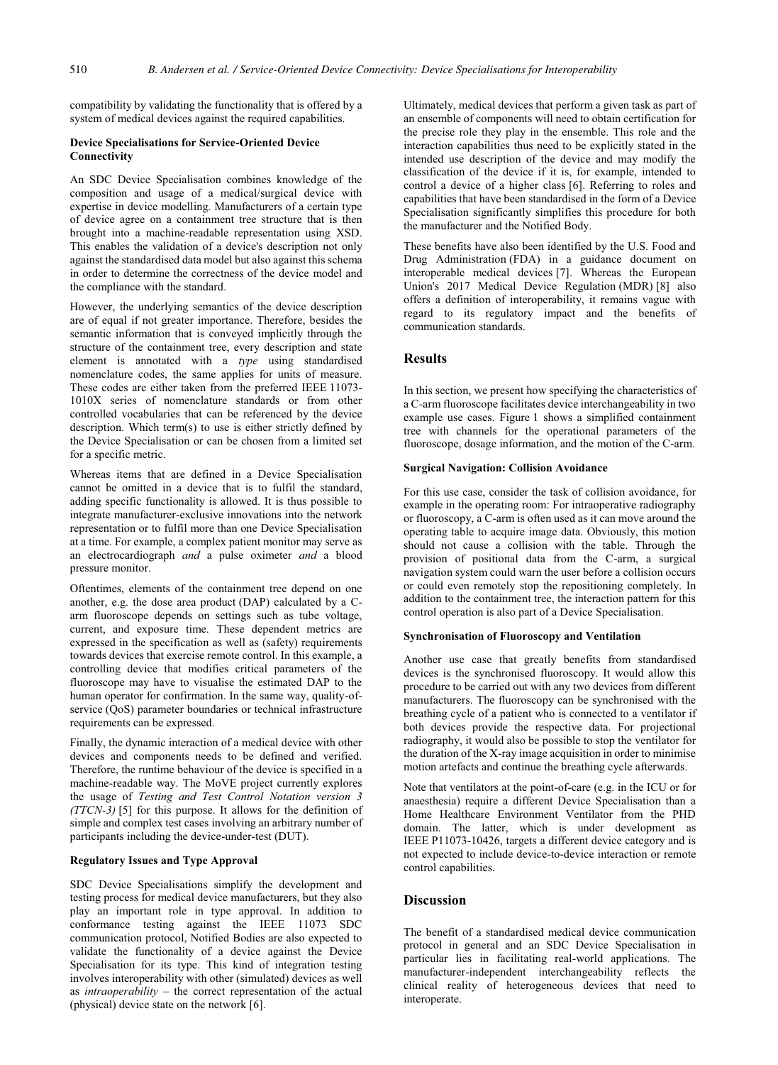compatibility by validating the functionality that is offered by a system of medical devices against the required capabilities.

### Device Specialisations for Service-Oriented Device Connectivity

An SDC Device Specialisation combines knowledge of the composition and usage of a medical/surgical device with expertise in device modelling. Manufacturers of a certain type of device agree on a containment tree structure that is then brought into a machine-readable representation using XSD. This enables the validation of a device's description not only against the standardised data model but also against this schema in order to determine the correctness of the device model and the compliance with the standard.

However, the underlying semantics of the device description are of equal if not greater importance. Therefore, besides the semantic information that is conveyed implicitly through the structure of the containment tree, every description and state element is annotated with a *type* using standardised nomenclature codes, the same applies for units of measure. These codes are either taken from the preferred IEEE 11073-1010X series of nomenclature standards or from other controlled vocabularies that can be referenced by the device description. Which term(s) to use is either strictly defined by the Device Specialisation or can be chosen from a limited set for a specific metric.

Whereas items that are defined in a Device Specialisation cannot be omitted in a device that is to fulfil the standard, adding specific functionality is allowed. It is thus possible to integrate manufacturer-exclusive innovations into the network representation or to fulfil more than one Device Specialisation at a time. For example, a complex patient monitor may serve as an electrocardiograph *and* a pulse oximeter *and* a blood pressure monitor.

Oftentimes, elements of the containment tree depend on one another, e.g. the dose area product (DAP) calculated by a C-arm fluoroscope depends on settings such as tube voltage, current, and exposure time. These dependent metrics are expressed in the specification as well as (safety) requirements towards devices that exercise remote control. In this example, a controlling device that modifies critical parameters of the fluoroscope may have to visualise the estimated DAP to the human operator for confirmation. In the same way, quality-of-service (QoS) parameter boundaries or technical infrastructure requirements can be expressed.

Finally, the dynamic interaction of a medical device with other devices and components needs to be defined and verified. Therefore, the runtime behaviour of the device is specified in a machine-readable way. The MoVE project currently explores the usage of *Testing and Test Control Notation version 3 (TTCN-3)* [5] for this purpose. It allows for the definition of simple and complex test cases involving an arbitrary number of participants including the device-under-test (DUT).

### Regulatory Issues and Type Approval

SDC Device Specialisations simplify the development and testing process for medical device manufacturers, but they also play an important role in type approval. In addition to conformance testing against the IEEE 11073 SDC communication protocol, Notified Bodies are also expected to validate the functionality of a device against the Device Specialisation for its type. This kind of integration testing involves interoperability with other (simulated) devices as well as *intraoperability* – the correct representation of the actual (physical) device state on the network [6].

Ultimately, medical devices that perform a given task as part of an ensemble of components will need to obtain certification for the precise role they play in the ensemble. This role and the interaction capabilities thus need to be explicitly stated in the intended use description of the device and may modify the classification of the device if it is, for example, intended to control a device of a higher class [6]. Referring to roles and capabilities that have been standardised in the form of a Device Specialisation significantly simplifies this procedure for both the manufacturer and the Notified Body.

These benefits have also been identified by the U.S. Food and Drug Administration (FDA) in a guidance document on interoperable medical devices [7]. Whereas the European Union's 2017 Medical Device Regulation (MDR) [8] also offers a definition of interoperability, it remains vague with regard to its regulatory impact and the benefits of communication standards.

## Results

In this section, we present how specifying the characteristics of a C-arm fluoroscope facilitates device interchangeability in two example use cases. Figure 1 shows a simplified containment tree with channels for the operational parameters of the fluoroscope, dosage information, and the motion of the C-arm.

### Surgical Navigation: Collision Avoidance

For this use case, consider the task of collision avoidance, for example in the operating room: For intraoperative radiography or fluoroscopy, a C-arm is often used as it can move around the operating table to acquire image data. Obviously, this motion should not cause a collision with the table. Through the provision of positional data from the C-arm, a surgical navigation system could warn the user before a collision occurs or could even remotely stop the repositioning completely. In addition to the containment tree, the interaction pattern for this control operation is also part of a Device Specialisation.

### Synchronisation of Fluoroscopy and Ventilation

Another use case that greatly benefits from standardised devices is the synchronised fluoroscopy. It would allow this procedure to be carried out with any two devices from different manufacturers. The fluoroscopy can be synchronised with the breathing cycle of a patient who is connected to a ventilator if both devices provide the respective data. For projectional radiography, it would also be possible to stop the ventilator for the duration of the X-ray image acquisition in order to minimise motion artefacts and continue the breathing cycle afterwards.

Note that ventilators at the point-of-care (e.g. in the ICU or for anaesthesia) require a different Device Specialisation than a Home Healthcare Environment Ventilator from the PHD domain. The latter, which is under development as IEEE P11073-10426, targets a different device category and is not expected to include device-to-device interaction or remote control capabilities.

## Discussion

The benefit of a standardised medical device communication protocol in general and an SDC Device Specialisation in particular lies in facilitating real-world applications. The manufacturer-independent interchangeability reflects the clinical reality of heterogeneous devices that need to interoperate.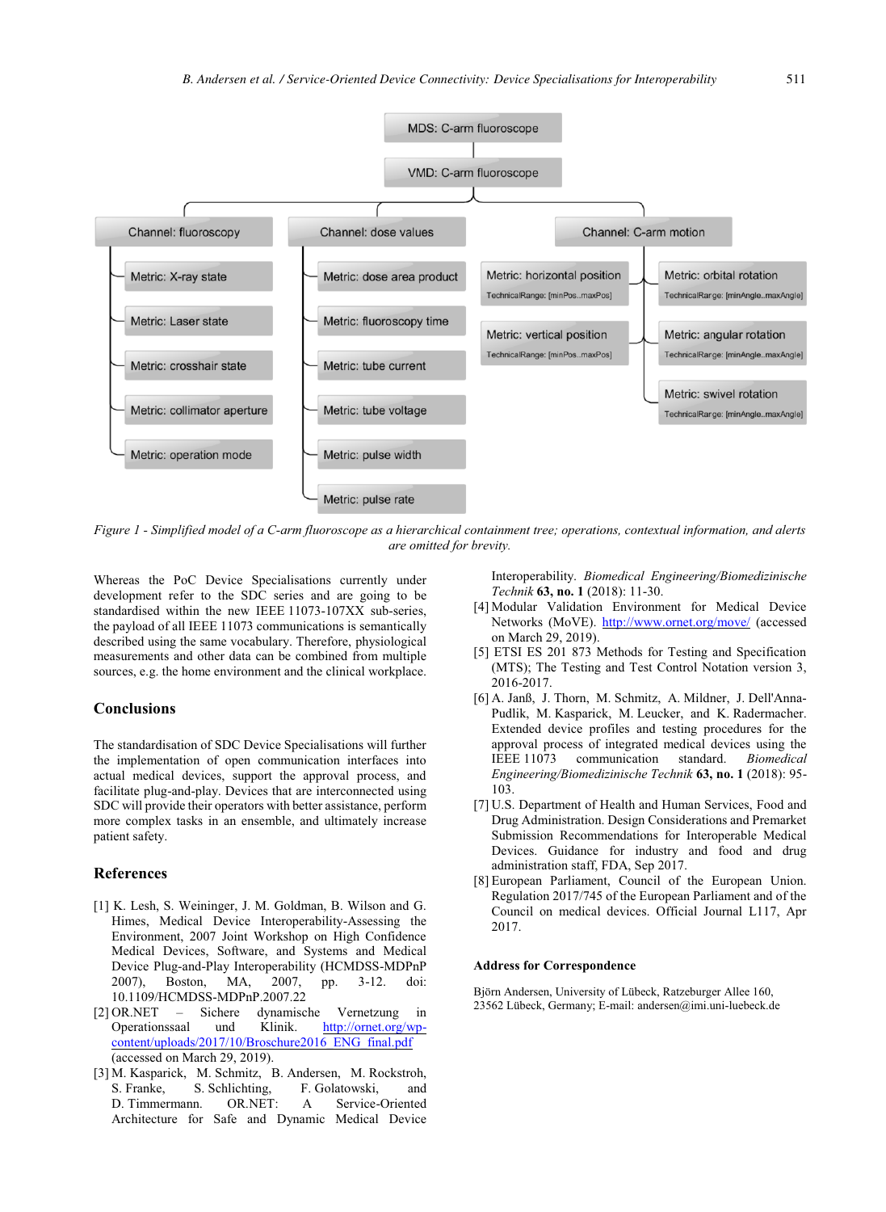MDS: C-arm fluoroscope

VMD: C-arm fluoroscope

Channel: fluoroscopy

Metric: X-ray state

Metric: Laser state

Metric: crosshair state

Metric: collimator aperture

Metric: operation mode

Channel: dose values

Metric: dose area product

Metric: fluoroscopy time

Metric: tube current

Metric: tube voltage

Metric: pulse width

Metric: pulse rate

Channel: C-arm motion

Metric: horizontal position
TechnicalRange: [minPos..maxPos]

Metric: vertical position
TechnicalRange: [minPos..maxPos]

Metric: orbital rotation
TechnicalRarge: [minAngle..maxAngle]

Metric: angular rotation
TechnicalRarge: [minAngle..maxAngle]

Metric: swivel rotation
TechnicalRarge: [minAngle..maxAngle]

*Figure 1 - Simplified model of a C-arm fluoroscope as a hierarchical containment tree; operations, contextual information, and alerts are omitted for brevity.*

Whereas the PoC Device Specialisations currently under development refer to the SDC series and are going to be standardised within the new IEEE 11073-107XX sub-series, the payload of all IEEE 11073 communications is semantically described using the same vocabulary. Therefore, physiological measurements and other data can be combined from multiple sources, e.g. the home environment and the clinical workplace.

## Conclusions

The standardisation of SDC Device Specialisations will further the implementation of open communication interfaces into actual medical devices, support the approval process, and facilitate plug-and-play. Devices that are interconnected using SDC will provide their operators with better assistance, perform more complex tasks in an ensemble, and ultimately increase patient safety.

## References

[1] K. Lesh, S. Weininger, J. M. Goldman, B. Wilson and G. Himes, Medical Device Interoperability-Assessing the Environment, 2007 Joint Workshop on High Confidence Medical Devices, Software, and Systems and Medical Device Plug-and-Play Interoperability (HCMDSS-MDPnP 2007), Boston, MA, 2007, pp. 3-12. doi: 10.1109/HCMDSS-MDPnP.2007.22

[2] OR.NET – Sichere dynamische Vernetzung in Operationssaal und Klinik. http://ornet.org/wp-content/uploads/2017/10/Broschure2016_ENG_final.pdf (accessed on March 29, 2019).

[3] M. Kasparick, M. Schmitz, B. Andersen, M. Rockstroh, S. Franke, S. Schlichting, F. Golatowski, and D. Timmermann. OR.NET: A Service-Oriented Architecture for Safe and Dynamic Medical Device Interoperability. *Biomedical Engineering/Biomedizinische Technik* **63, no. 1** (2018): 11-30.

[4] Modular Validation Environment for Medical Device Networks (MoVE). http://www.ornet.org/move/ (accessed on March 29, 2019).

[5] ETSI ES 201 873 Methods for Testing and Specification (MTS); The Testing and Test Control Notation version 3, 2016-2017.

[6] A. Janß, J. Thorn, M. Schmitz, A. Mildner, J. Dell'Anna-Pudlik, M. Kasparick, M. Leucker, and K. Radermacher. Extended device profiles and testing procedures for the approval process of integrated medical devices using the IEEE 11073 communication standard. *Biomedical Engineering/Biomedizinische Technik* **63, no. 1** (2018): 95-103.

[7] U.S. Department of Health and Human Services, Food and Drug Administration. Design Considerations and Premarket Submission Recommendations for Interoperable Medical Devices. Guidance for industry and food and drug administration staff, FDA, Sep 2017.

[8] European Parliament, Council of the European Union. Regulation 2017/745 of the European Parliament and of the Council on medical devices. Official Journal L117, Apr 2017.

### Address for Correspondence

Björn Andersen, University of Lübeck, Ratzeburger Allee 160, 23562 Lübeck, Germany; E-mail: andersen@imi.uni-luebeck.de